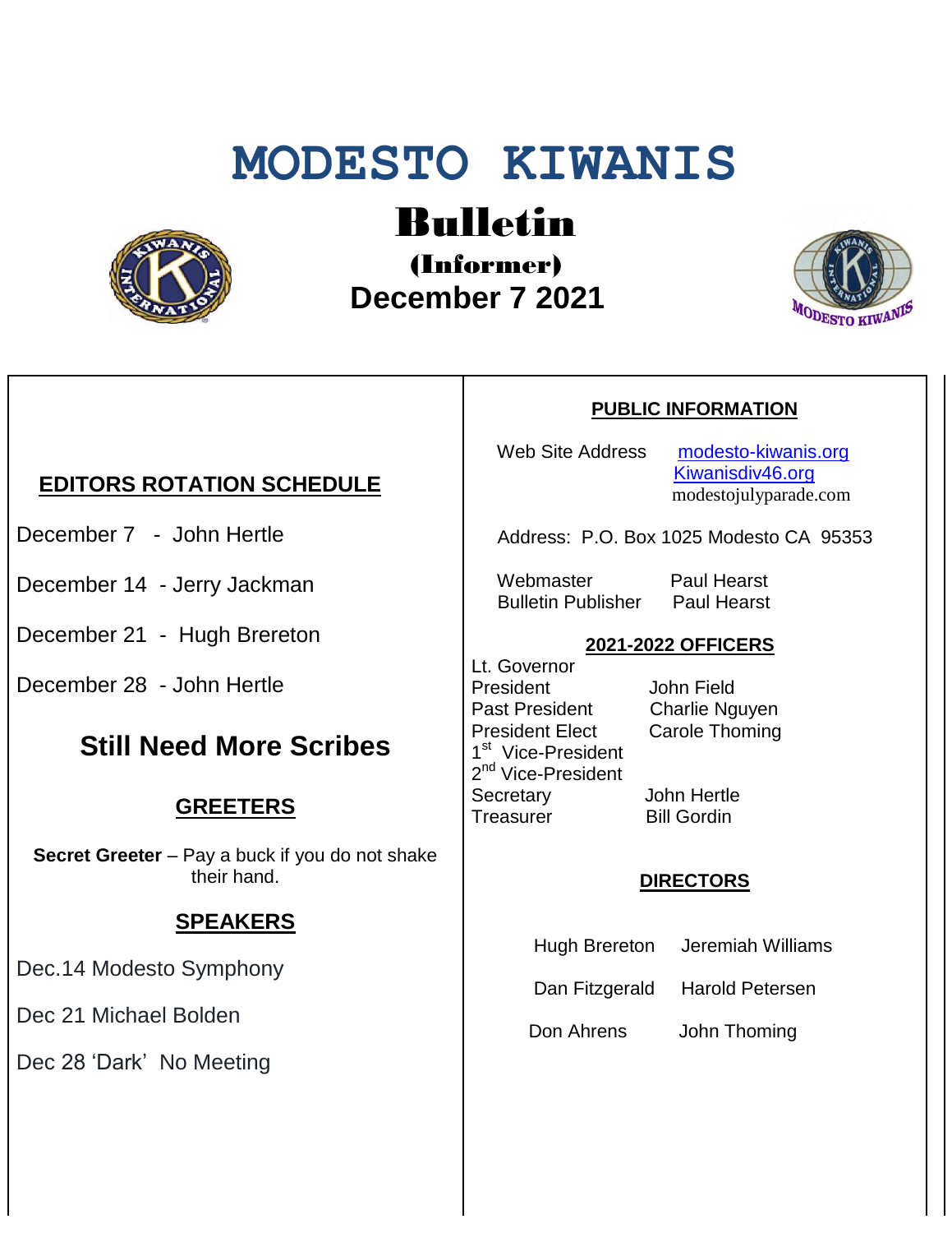# MODESTO KIWANIS

## Bulletin

### (Informer)

### December 7 2021

## EDITORS ROTATION SCHEDULE

December 7 - John Hertle

December 14 - Jerry Jackman

December 21 - Hugh Brereton

December 28 - John Hertle

## Still Need More Scribes

## GREETERS

**Secret Greeter** – Pay a buck if you do not shake their hand.

## SPEAKERS

Dec.14 Modesto Symphony

Dec 21 Michael Bolden

Dec 28 'Dark' No Meeting

## PUBLIC INFORMATION

| | |
|---|---|
| Web Site Address | modesto-kiwanis.org |
| | Kiwanisdiv46.org |
| | modestojulyparade.com |

Address: P.O. Box 1025 Modesto CA 95353

| | |
|---|---|
| Webmaster | Paul Hearst |
| Bulletin Publisher | Paul Hearst |

## 2021-2022 OFFICERS

| | |
|---|---|
| Lt. Governor | |
| President | John Field |
| Past President | Charlie Nguyen |
| President Elect | Carole Thoming |
| 1st Vice-President | |
| 2nd Vice-President | |
| Secretary | John Hertle |
| Treasurer | Bill Gordin |

## DIRECTORS

| | |
|---|---|
| Hugh Brereton | Jeremiah Williams |
| Dan Fitzgerald | Harold Petersen |
| Don Ahrens | John Thoming |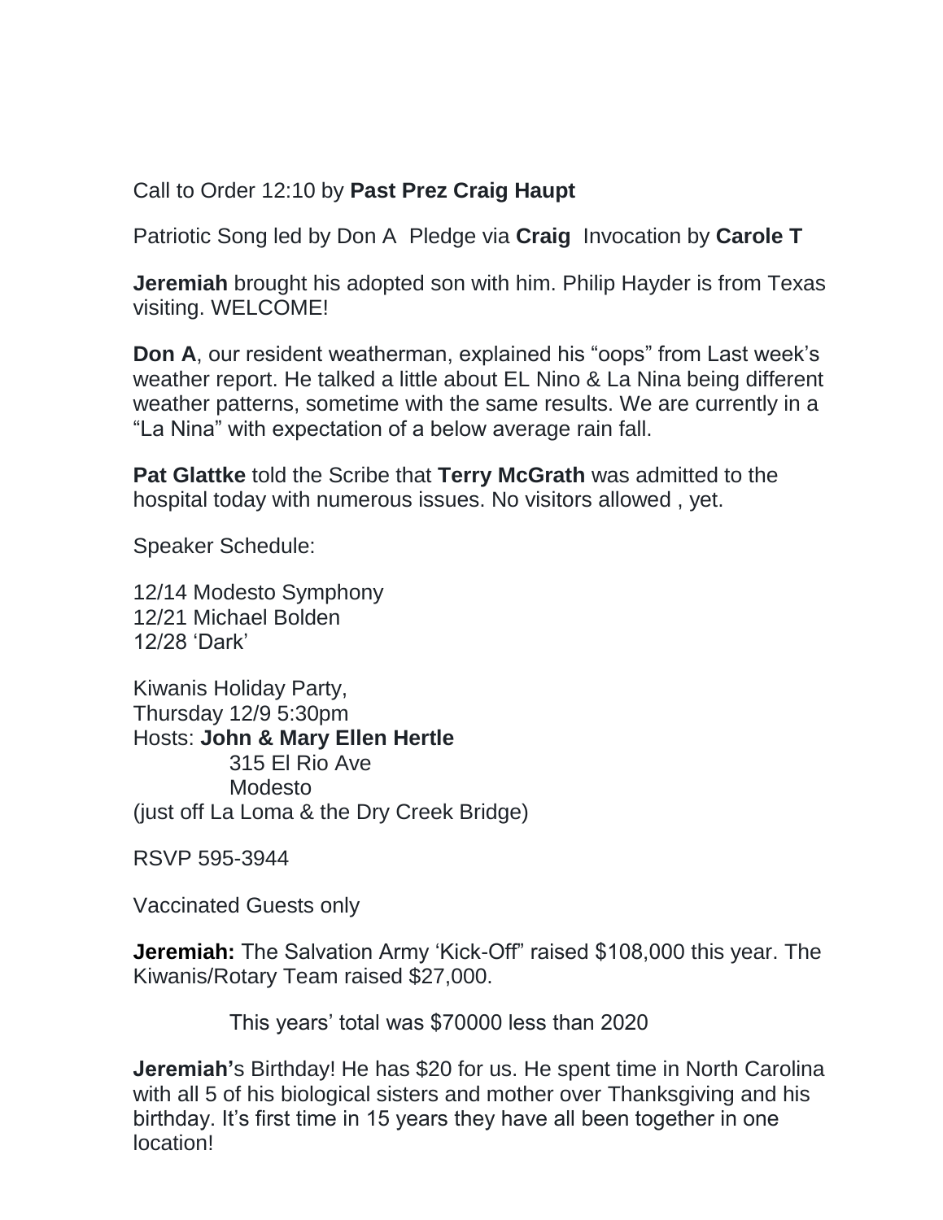Call to Order 12:10 by **Past Prez Craig Haupt**

Patriotic Song led by Don A  Pledge via **Craig**  Invocation by **Carole T**

**Jeremiah** brought his adopted son with him. Philip Hayder is from Texas visiting. WELCOME!

**Don A**, our resident weatherman, explained his "oops" from Last week's weather report. He talked a little about EL Nino & La Nina being different weather patterns, sometime with the same results. We are currently in a "La Nina" with expectation of a below average rain fall.

**Pat Glattke** told the Scribe that **Terry McGrath** was admitted to the hospital today with numerous issues. No visitors allowed , yet.

Speaker Schedule:

12/14 Modesto Symphony
12/21 Michael Bolden
12/28 'Dark'

Kiwanis Holiday Party,
Thursday 12/9 5:30pm
Hosts: **John & Mary Ellen Hertle**
315 El Rio Ave
Modesto
(just off La Loma & the Dry Creek Bridge)

RSVP 595-3944

Vaccinated Guests only

**Jeremiah:** The Salvation Army 'Kick-Off" raised $108,000 this year. The Kiwanis/Rotary Team raised $27,000.

This years' total was $70000 less than 2020

**Jeremiah'**s Birthday! He has $20 for us. He spent time in North Carolina with all 5 of his biological sisters and mother over Thanksgiving and his birthday. It's first time in 15 years they have all been together in one location!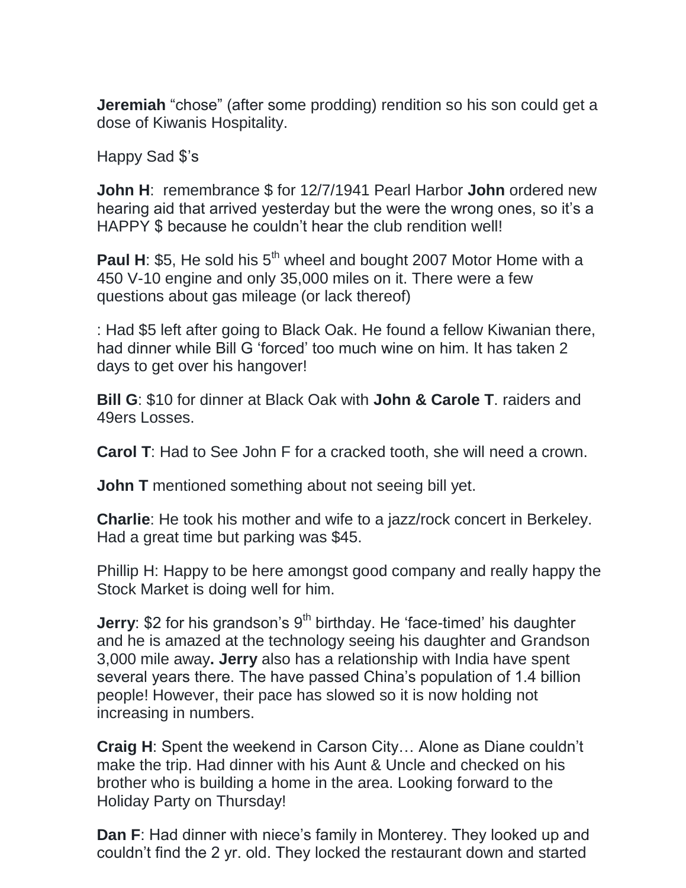**Jeremiah** “chose” (after some prodding) rendition so his son could get a dose of Kiwanis Hospitality.

Happy Sad $’s

**John H**: remembrance $ for 12/7/1941 Pearl Harbor **John** ordered new hearing aid that arrived yesterday but the were the wrong ones, so it’s a HAPPY $ because he couldn’t hear the club rendition well!

**Paul H**: $5, He sold his 5th wheel and bought 2007 Motor Home with a 450 V-10 engine and only 35,000 miles on it. There were a few questions about gas mileage (or lack thereof)

: Had $5 left after going to Black Oak. He found a fellow Kiwanian there, had dinner while Bill G ‘forced’ too much wine on him. It has taken 2 days to get over his hangover!

**Bill G**: $10 for dinner at Black Oak with **John & Carole T**. raiders and 49ers Losses.

**Carol T**: Had to See John F for a cracked tooth, she will need a crown.

**John T** mentioned something about not seeing bill yet.

**Charlie**: He took his mother and wife to a jazz/rock concert in Berkeley. Had a great time but parking was $45.

Phillip H: Happy to be here amongst good company and really happy the Stock Market is doing well for him.

**Jerry**: $2 for his grandson’s 9th birthday. He ‘face-timed’ his daughter and he is amazed at the technology seeing his daughter and Grandson 3,000 mile away**. Jerry** also has a relationship with India have spent several years there. The have passed China’s population of 1.4 billion people! However, their pace has slowed so it is now holding not increasing in numbers.

**Craig H**: Spent the weekend in Carson City… Alone as Diane couldn’t make the trip. Had dinner with his Aunt & Uncle and checked on his brother who is building a home in the area. Looking forward to the Holiday Party on Thursday!

**Dan F**: Had dinner with niece’s family in Monterey. They looked up and couldn’t find the 2 yr. old. They locked the restaurant down and started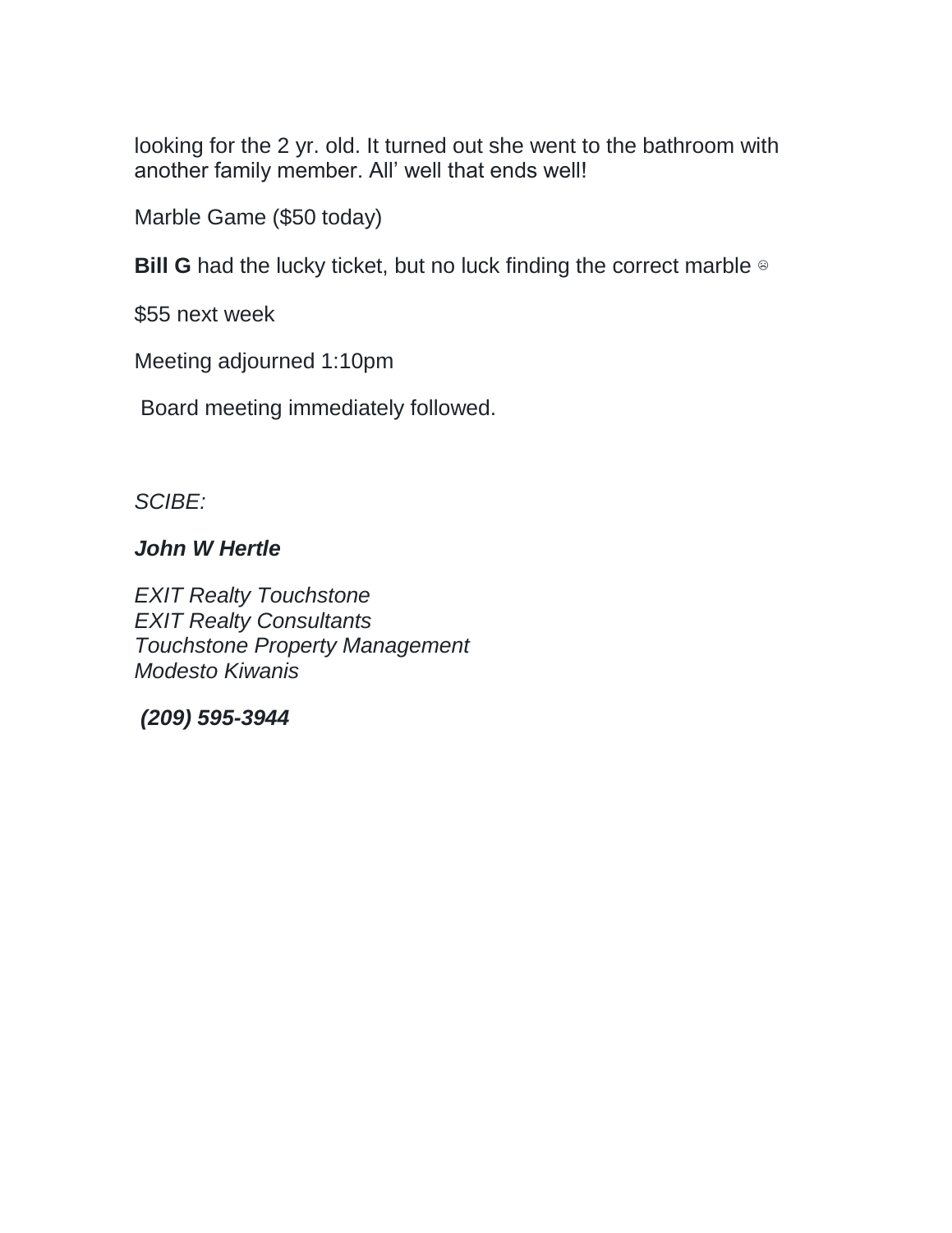looking for the 2 yr. old. It turned out she went to the bathroom with another family member. All' well that ends well!

Marble Game ($50 today)

**Bill G** had the lucky ticket, but no luck finding the correct marble ☹

$55 next week

Meeting adjourned 1:10pm

Board meeting immediately followed.

*SCIBE:*

***John W Hertle***

*EXIT Realty Touchstone*
*EXIT Realty Consultants*
*Touchstone Property Management*
*Modesto Kiwanis*

***(209) 595-3944***